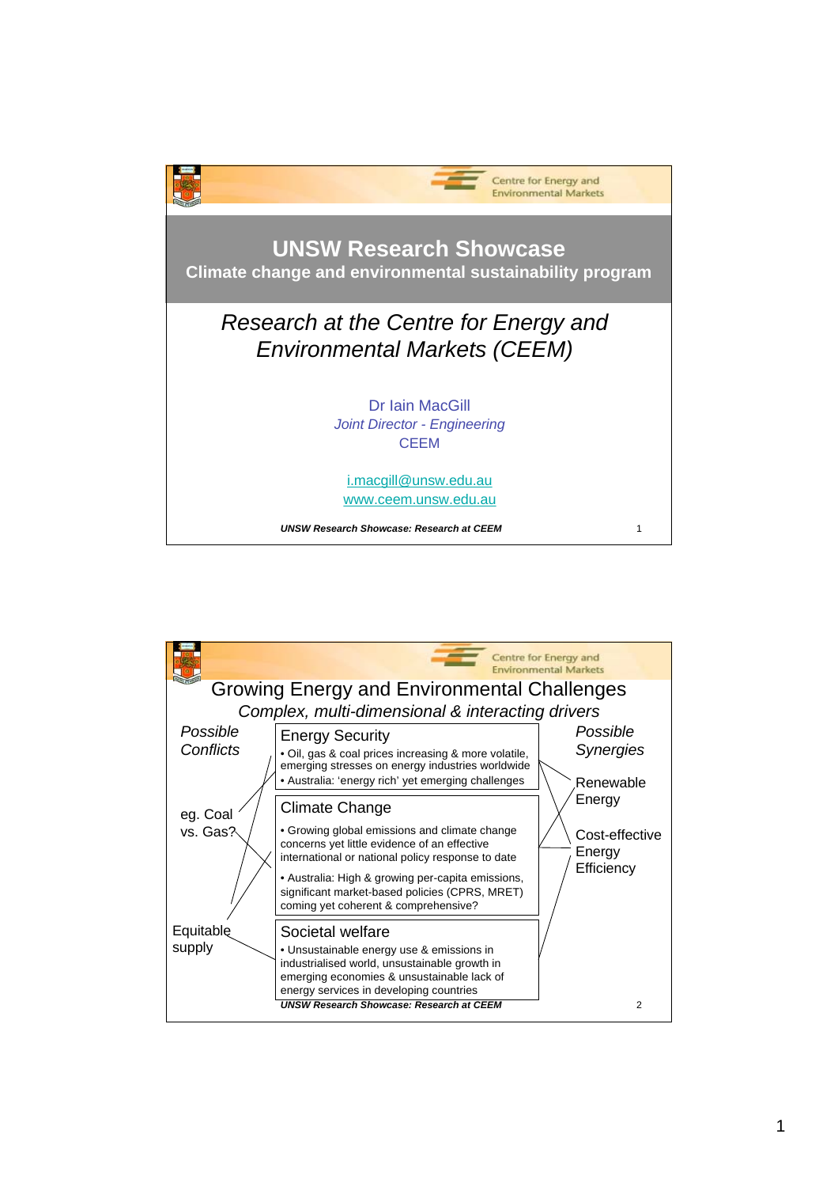## UNSW Research Showcase

**Climate change and environmental sustainability program**

*Research at the Centre for Energy and Environmental Markets (CEEM)*

Dr Iain MacGill
*Joint Director - Engineering*
CEEM

i.macgill@unsw.edu.au
www.ceem.unsw.edu.au

---

## Growing Energy and Environmental Challenges

*Complex, multi-dimensional & interacting drivers*

*Possible Conflicts*

eg. Coal vs. Gas?

Equitable supply

### Energy Security

- Oil, gas & coal prices increasing & more volatile, emerging stresses on energy industries worldwide
- Australia: 'energy rich' yet emerging challenges

### Climate Change

- Growing global emissions and climate change concerns yet little evidence of an effective international or national policy response to date
- Australia: High & growing per-capita emissions, significant market-based policies (CPRS, MRET) coming yet coherent & comprehensive?

### Societal welfare

- Unsustainable energy use & emissions in industrialised world, unsustainable growth in emerging economies & unsustainable lack of energy services in developing countries

*Possible Synergies*

Renewable Energy

Cost-effective Energy Efficiency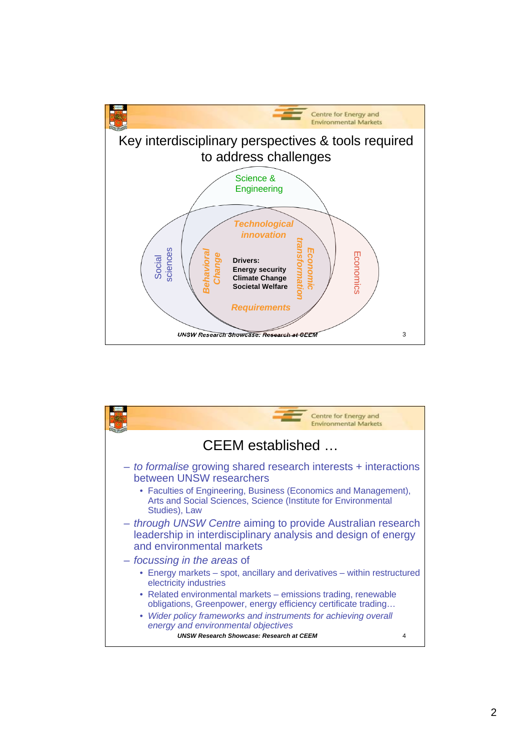## Key interdisciplinary perspectives & tools required to address challenges

Science & Engineering

Social sciences

Economics

*Technological innovation*

*Behavioral Change*

*Economic transformation*

*Requirements*

**Drivers:**
**Energy security**
**Climate Change**
**Societal Welfare**

## CEEM established …

- *to formalise* growing shared research interests + interactions between UNSW researchers
  - Faculties of Engineering, Business (Economics and Management), Arts and Social Sciences, Science (Institute for Environmental Studies), Law
- *through UNSW Centre* aiming to provide Australian research leadership in interdisciplinary analysis and design of energy and environmental markets
- *focussing in the areas* of
  - Energy markets – spot, ancillary and derivatives – within restructured electricity industries
  - Related environmental markets – emissions trading, renewable obligations, Greenpower, energy efficiency certificate trading…
  - *Wider policy frameworks and instruments for achieving overall energy and environmental objectives*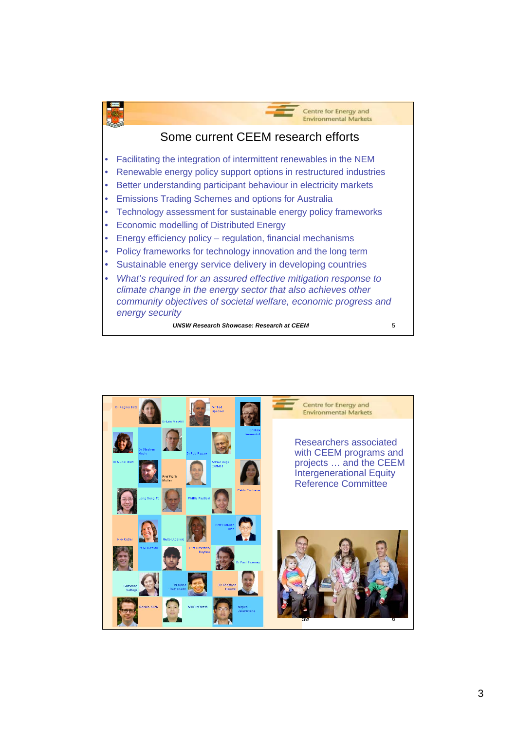Centre for Energy and Environmental Markets

## Some current CEEM research efforts

- Facilitating the integration of intermittent renewables in the NEM
- Renewable energy policy support options in restructured industries
- Better understanding participant behaviour in electricity markets
- Emissions Trading Schemes and options for Australia
- Technology assessment for sustainable energy policy frameworks
- Economic modelling of Distributed Energy
- Energy efficiency policy – regulation, financial mechanisms
- Policy frameworks for technology innovation and the long term
- Sustainable energy service delivery in developing countries
- *What's required for an assured effective mitigation response to climate change in the energy sector that also achieves other community objectives of societal welfare, economic progress and energy security*

***UNSW Research Showcase: Research at CEEM***

---

Centre for Energy and Environmental Markets

Dr Regina Betz, Dr Iain MacGill, Mr Ted Spooner, Dr Mark Diesendorf, Dr Muriel Watt, Dr Stephen Healy, Dr Rob Passey, A/Prof Hugh Outhred, Prof Frank Moller, Zalda Conibear, Long Seng To, Phillia Restiani, Prof Fushuan Wen, Nick Cubel, Dr AJ Bostian, Nestor Apalkio, Prof Rosemary Rayfuse, Dr Paul Twomey, Suzanne Nollage, Dr Maria Retnanestri, Dr Christoph Heinzel, Declan Kuch, Mike Pedrosa, Napat Jakravatana

Researchers associated with CEEM programs and projects … and the CEEM Intergenerational Equity Reference Committee